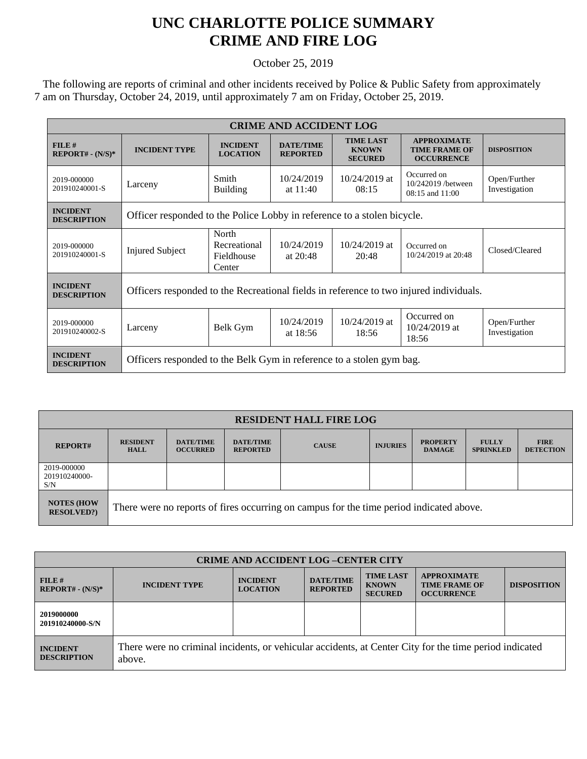# UNC CHARLOTTE POLICE SUMMARY
# CRIME AND FIRE LOG

October 25, 2019

The following are reports of criminal and other incidents received by Police & Public Safety from approximately 7 am on Thursday, October 24, 2019, until approximately 7 am on Friday, October 25, 2019.

| CRIME AND ACCIDENT LOG | | | | | | |
|---|---|---|---|---|---|---|
| **FILE # REPORT# - (N/S)*** | **INCIDENT TYPE** | **INCIDENT LOCATION** | **DATE/TIME REPORTED** | **TIME LAST KNOWN SECURED** | **APPROXIMATE TIME FRAME OF OCCURRENCE** | **DISPOSITION** |
| 2019-000000 201910240001-S | Larceny | Smith Building | 10/24/2019 at 11:40 | 10/24/2019 at 08:15 | Occurred on 10/242019 /between 08:15 and 11:00 | Open/Further Investigation |
| **INCIDENT DESCRIPTION** | Officer responded to the Police Lobby in reference to a stolen bicycle. | | | | | |
| 2019-000000 201910240001-S | Injured Subject | North Recreational Fieldhouse Center | 10/24/2019 at 20:48 | 10/24/2019 at 20:48 | Occurred on 10/24/2019 at 20:48 | Closed/Cleared |
| **INCIDENT DESCRIPTION** | Officers responded to the Recreational fields in reference to two injured individuals. | | | | | |
| 2019-000000 201910240002-S | Larceny | Belk Gym | 10/24/2019 at 18:56 | 10/24/2019 at 18:56 | Occurred on 10/24/2019 at 18:56 | Open/Further Investigation |
| **INCIDENT DESCRIPTION** | Officers responded to the Belk Gym in reference to a stolen gym bag. | | | | | |

| RESIDENT HALL FIRE LOG | | | | | | | | |
|---|---|---|---|---|---|---|---|---|
| **REPORT#** | **RESIDENT HALL** | **DATE/TIME OCCURRED** | **DATE/TIME REPORTED** | **CAUSE** | **INJURIES** | **PROPERTY DAMAGE** | **FULLY SPRINKLED** | **FIRE DETECTION** |
| 2019-000000 201910240000-S/N | | | | | | | | |
| **NOTES (HOW RESOLVED?)** | There were no reports of fires occurring on campus for the time period indicated above. | | | | | | | |

| CRIME AND ACCIDENT LOG –CENTER CITY | | | | | | |
|---|---|---|---|---|---|---|
| **FILE # REPORT# - (N/S)*** | **INCIDENT TYPE** | **INCIDENT LOCATION** | **DATE/TIME REPORTED** | **TIME LAST KNOWN SECURED** | **APPROXIMATE TIME FRAME OF OCCURRENCE** | **DISPOSITION** |
| **2019000000 201910240000-S/N** | | | | | | |
| **INCIDENT DESCRIPTION** | There were no criminal incidents, or vehicular accidents, at Center City for the time period indicated above. | | | | | |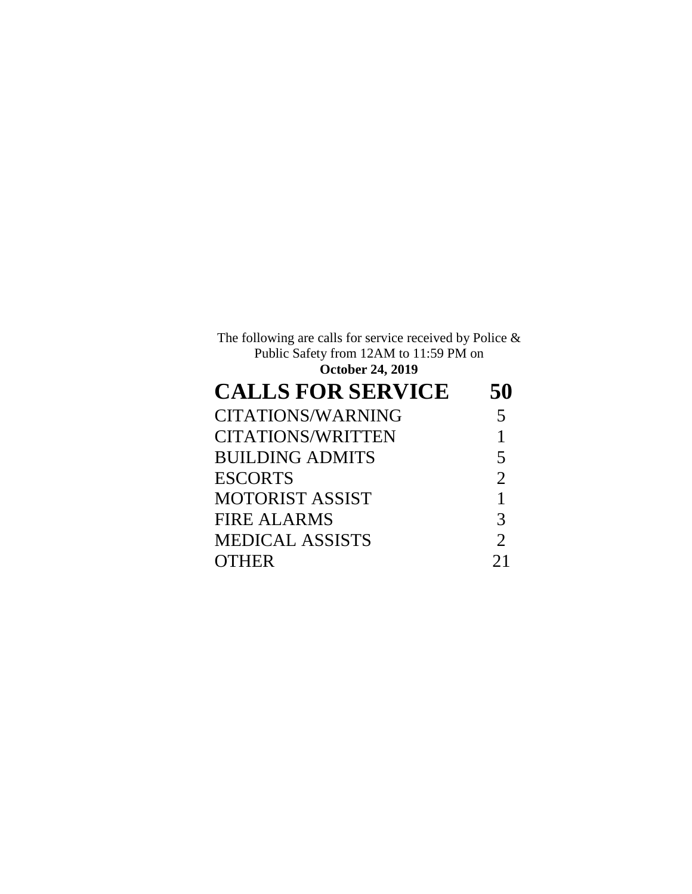The following are calls for service received by Police & Public Safety from 12AM to 11:59 PM on

**October 24, 2019**

| | |
|---|---|
| **CALLS FOR SERVICE** | **50** |
| CITATIONS/WARNING | 5 |
| CITATIONS/WRITTEN | 1 |
| BUILDING ADMITS | 5 |
| ESCORTS | 2 |
| MOTORIST ASSIST | 1 |
| FIRE ALARMS | 3 |
| MEDICAL ASSISTS | 2 |
| OTHER | 21 |